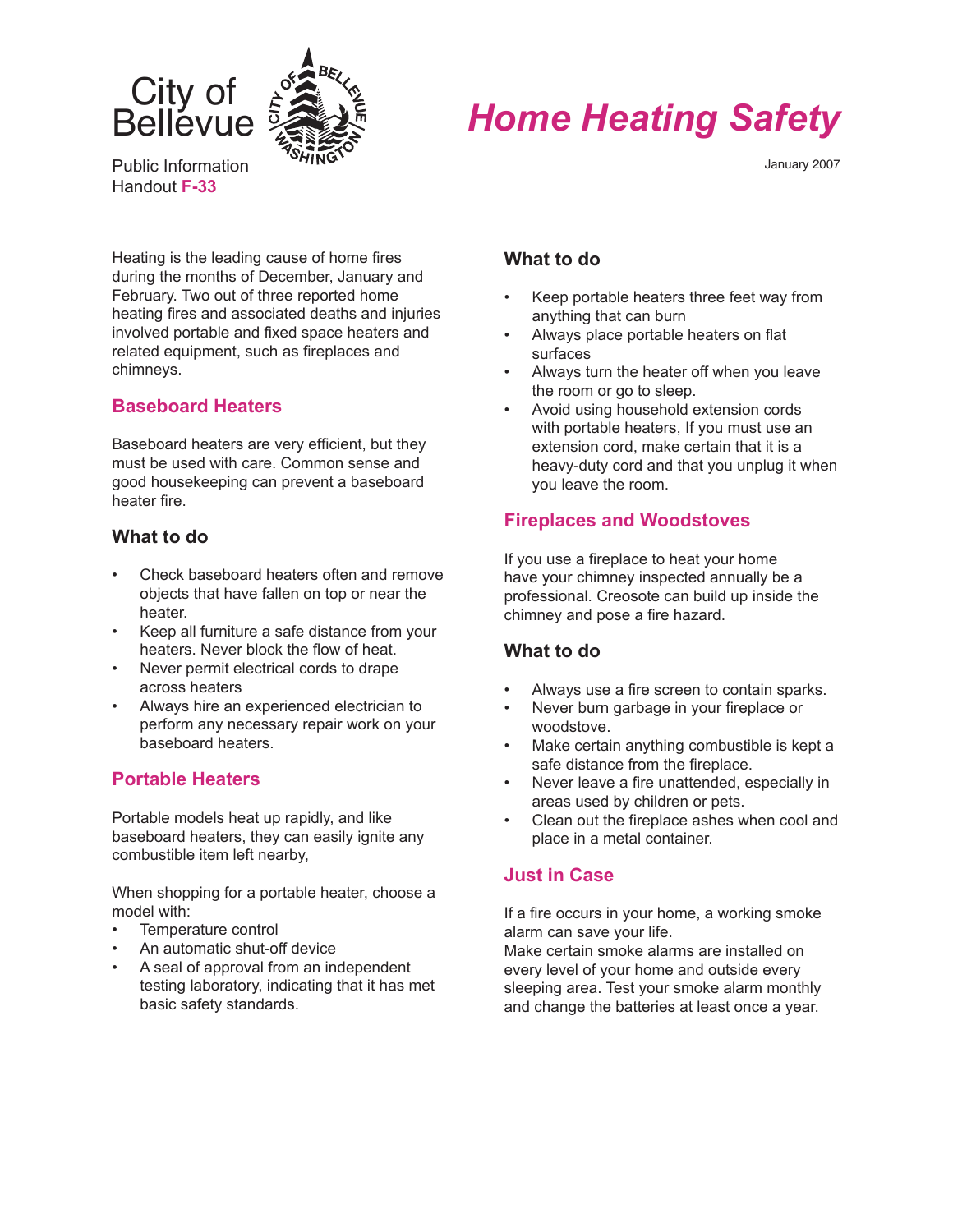City of Bellevue

Public Information Handout **F-33**

# *Home Heating Safety*

January 2007

Heating is the leading cause of home fires during the months of December, January and February. Two out of three reported home heating fires and associated deaths and injuries involved portable and fixed space heaters and related equipment, such as fireplaces and chimneys.

## Baseboard Heaters

Baseboard heaters are very efficient, but they must be used with care. Common sense and good housekeeping can prevent a baseboard heater fire.

### What to do

- Check baseboard heaters often and remove objects that have fallen on top or near the heater.
- Keep all furniture a safe distance from your heaters. Never block the flow of heat.
- Never permit electrical cords to drape across heaters
- Always hire an experienced electrician to perform any necessary repair work on your baseboard heaters.

## Portable Heaters

Portable models heat up rapidly, and like baseboard heaters, they can easily ignite any combustible item left nearby,

When shopping for a portable heater, choose a model with:

- Temperature control
- An automatic shut-off device
- A seal of approval from an independent testing laboratory, indicating that it has met basic safety standards.

### What to do

- Keep portable heaters three feet way from anything that can burn
- Always place portable heaters on flat surfaces
- Always turn the heater off when you leave the room or go to sleep.
- Avoid using household extension cords with portable heaters, If you must use an extension cord, make certain that it is a heavy-duty cord and that you unplug it when you leave the room.

## Fireplaces and Woodstoves

If you use a fireplace to heat your home have your chimney inspected annually be a professional. Creosote can build up inside the chimney and pose a fire hazard.

### What to do

- Always use a fire screen to contain sparks.
- Never burn garbage in your fireplace or woodstove.
- Make certain anything combustible is kept a safe distance from the fireplace.
- Never leave a fire unattended, especially in areas used by children or pets.
- Clean out the fireplace ashes when cool and place in a metal container.

## Just in Case

If a fire occurs in your home, a working smoke alarm can save your life.
Make certain smoke alarms are installed on every level of your home and outside every sleeping area. Test your smoke alarm monthly and change the batteries at least once a year.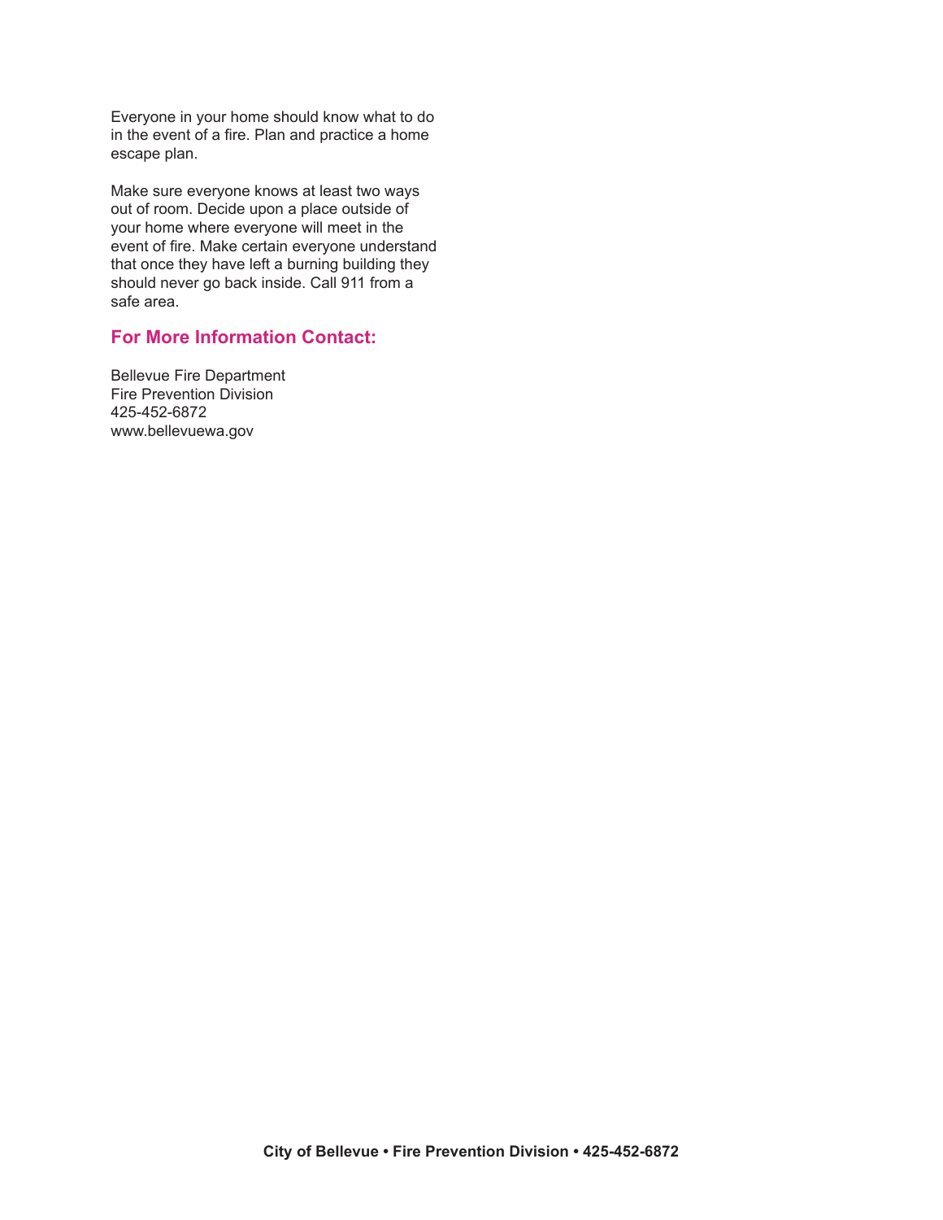Everyone in your home should know what to do in the event of a fire. Plan and practice a home escape plan.

Make sure everyone knows at least two ways out of room. Decide upon a place outside of your home where everyone will meet in the event of fire. Make certain everyone understand that once they have left a burning building they should never go back inside. Call 911 from a safe area.

## For More Information Contact:

Bellevue Fire Department
Fire Prevention Division
425-452-6872
www.bellevuewa.gov